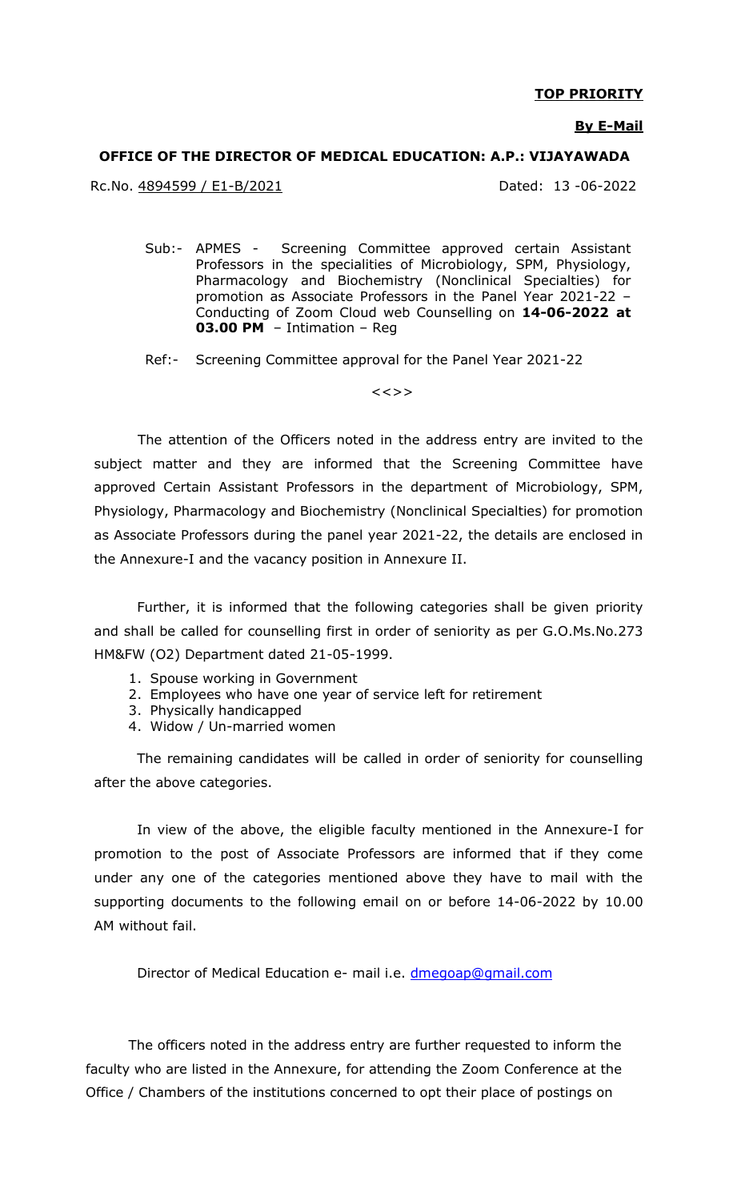**TOP PRIORITY**

**By E-Mail**

**OFFICE OF THE DIRECTOR OF MEDICAL EDUCATION: A.P.: VIJAYAWADA**

Rc.No. 4894599 / E1-B/2021 Dated: 13 -06-2022

Sub:- APMES - Screening Committee approved certain Assistant Professors in the specialities of Microbiology, SPM, Physiology, Pharmacology and Biochemistry (Nonclinical Specialties) for promotion as Associate Professors in the Panel Year 2021-22 – Conducting of Zoom Cloud web Counselling on **14-06-2022 at 03.00 PM** – Intimation – Reg

Ref:- Screening Committee approval for the Panel Year 2021-22

<<>>

The attention of the Officers noted in the address entry are invited to the subject matter and they are informed that the Screening Committee have approved Certain Assistant Professors in the department of Microbiology, SPM, Physiology, Pharmacology and Biochemistry (Nonclinical Specialties) for promotion as Associate Professors during the panel year 2021-22, the details are enclosed in the Annexure-I and the vacancy position in Annexure II.

Further, it is informed that the following categories shall be given priority and shall be called for counselling first in order of seniority as per G.O.Ms.No.273 HM&FW (O2) Department dated 21-05-1999.

1. Spouse working in Government
2. Employees who have one year of service left for retirement
3. Physically handicapped
4. Widow / Un-married women

The remaining candidates will be called in order of seniority for counselling after the above categories.

In view of the above, the eligible faculty mentioned in the Annexure-I for promotion to the post of Associate Professors are informed that if they come under any one of the categories mentioned above they have to mail with the supporting documents to the following email on or before 14-06-2022 by 10.00 AM without fail.

Director of Medical Education e- mail i.e. dmegoap@gmail.com

The officers noted in the address entry are further requested to inform the faculty who are listed in the Annexure, for attending the Zoom Conference at the Office / Chambers of the institutions concerned to opt their place of postings on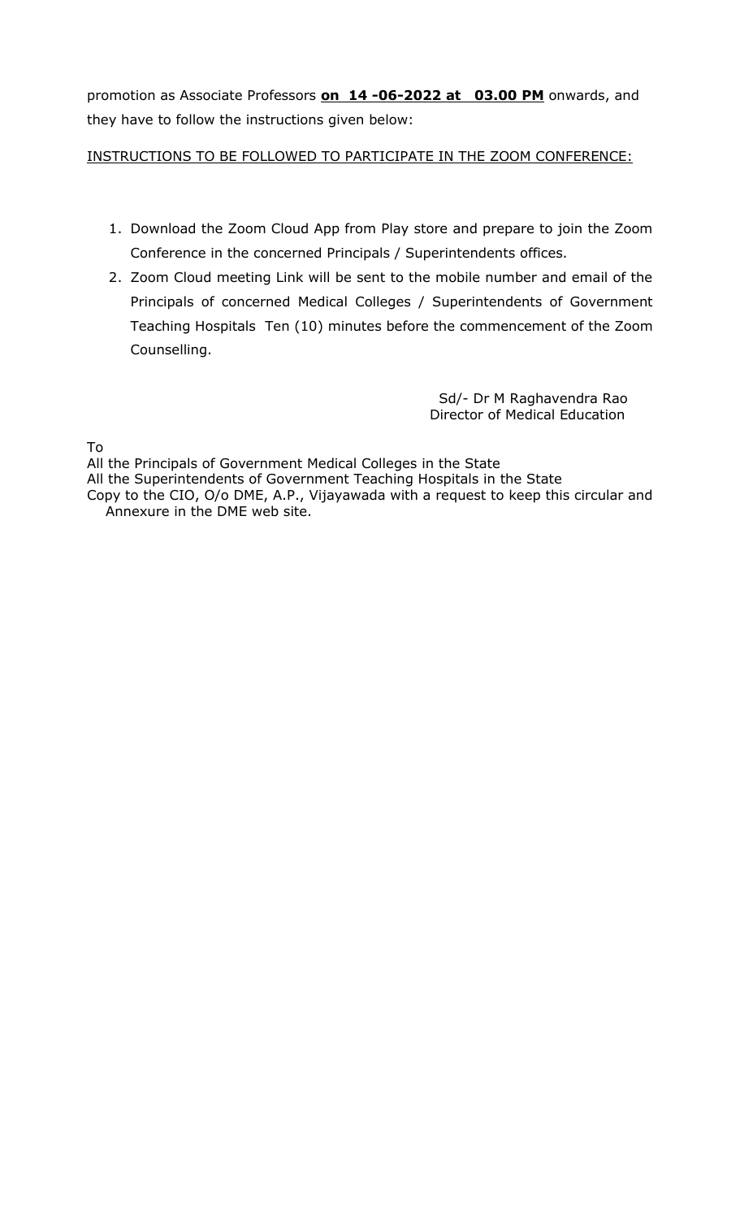promotion as Associate Professors **on 14 -06-2022 at 03.00 PM** onwards, and they have to follow the instructions given below:

INSTRUCTIONS TO BE FOLLOWED TO PARTICIPATE IN THE ZOOM CONFERENCE:

1. Download the Zoom Cloud App from Play store and prepare to join the Zoom Conference in the concerned Principals / Superintendents offices.
2. Zoom Cloud meeting Link will be sent to the mobile number and email of the Principals of concerned Medical Colleges / Superintendents of Government Teaching Hospitals Ten (10) minutes before the commencement of the Zoom Counselling.

Sd/- Dr M Raghavendra Rao
Director of Medical Education

To
All the Principals of Government Medical Colleges in the State
All the Superintendents of Government Teaching Hospitals in the State
Copy to the CIO, O/o DME, A.P., Vijayawada with a request to keep this circular and Annexure in the DME web site.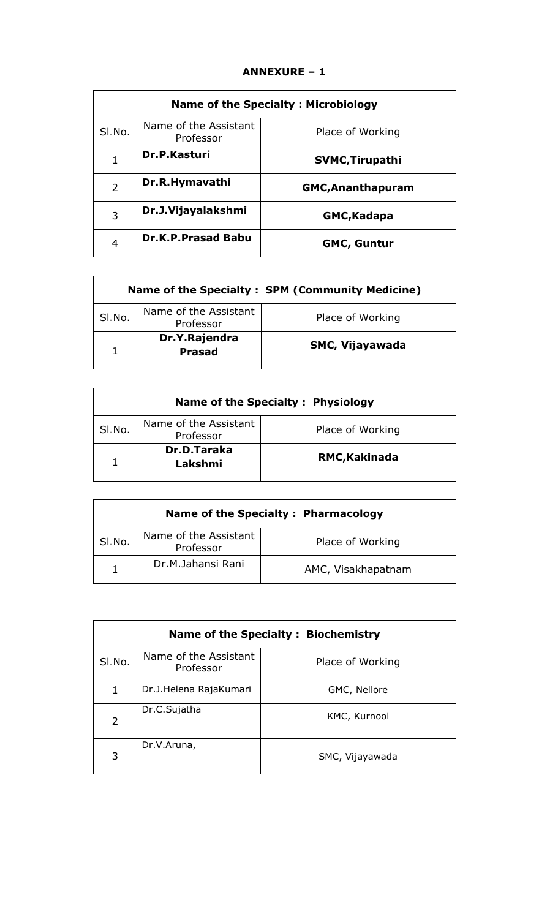**ANNEXURE – 1**

| **Name of the Specialty : Microbiology** | | |
|---|---|---|
| Sl.No. | Name of the Assistant Professor | Place of Working |
| 1 | **Dr.P.Kasturi** | **SVMC,Tirupathi** |
| 2 | **Dr.R.Hymavathi** | **GMC,Ananthapuram** |
| 3 | **Dr.J.Vijayalakshmi** | **GMC,Kadapa** |
| 4 | **Dr.K.P.Prasad Babu** | **GMC, Guntur** |

| **Name of the Specialty : SPM (Community Medicine)** | | |
|---|---|---|
| Sl.No. | Name of the Assistant Professor | Place of Working |
| 1 | **Dr.Y.Rajendra Prasad** | **SMC, Vijayawada** |

| **Name of the Specialty : Physiology** | | |
|---|---|---|
| Sl.No. | Name of the Assistant Professor | Place of Working |
| 1 | **Dr.D.Taraka Lakshmi** | **RMC,Kakinada** |

| **Name of the Specialty : Pharmacology** | | |
|---|---|---|
| Sl.No. | Name of the Assistant Professor | Place of Working |
| 1 | Dr.M.Jahansi Rani | AMC, Visakhapatnam |

| **Name of the Specialty : Biochemistry** | | |
|---|---|---|
| Sl.No. | Name of the Assistant Professor | Place of Working |
| 1 | Dr.J.Helena RajaKumari | GMC, Nellore |
| 2 | Dr.C.Sujatha | KMC, Kurnool |
| 3 | Dr.V.Aruna, | SMC, Vijayawada |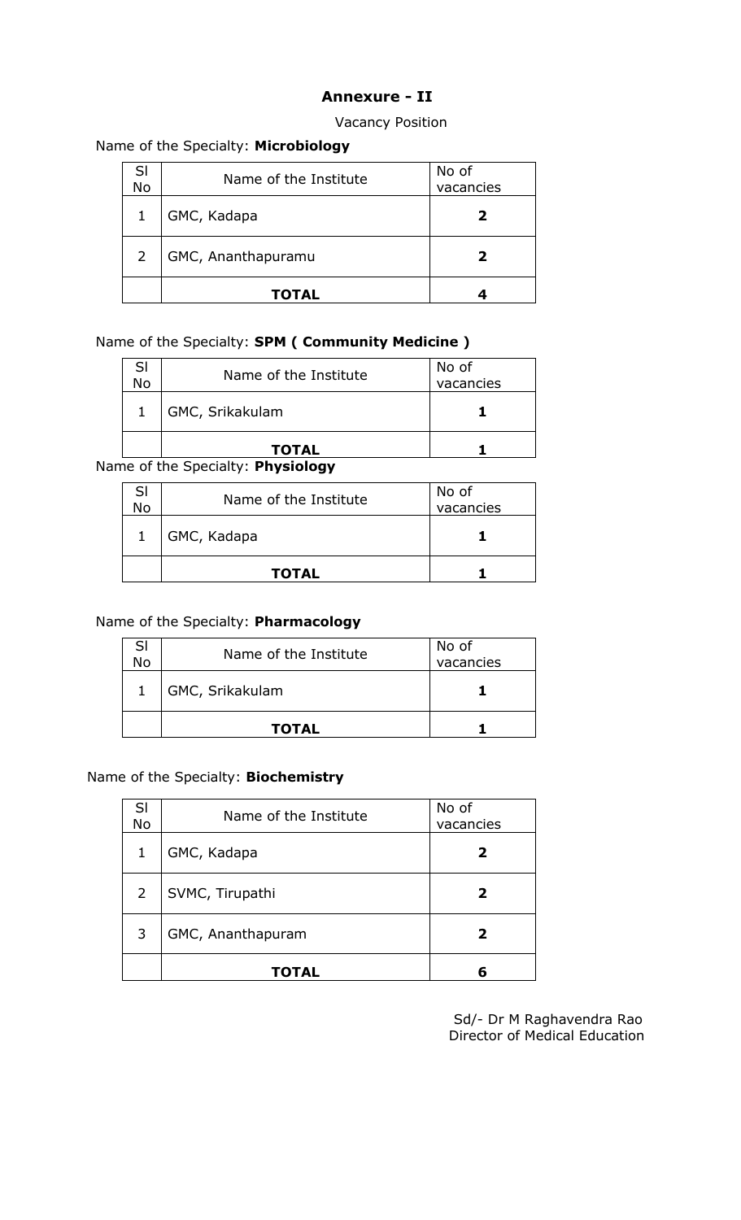## Annexure - II

Vacancy Position

Name of the Specialty: **Microbiology**

| Sl No | Name of the Institute | No of vacancies |
|---|---|---|
| 1 | GMC, Kadapa | **2** |
| 2 | GMC, Ananthapuramu | **2** |
| | **TOTAL** | **4** |

Name of the Specialty: **SPM ( Community Medicine )**

| Sl No | Name of the Institute | No of vacancies |
|---|---|---|
| 1 | GMC, Srikakulam | **1** |
| | **TOTAL** | **1** |

Name of the Specialty: **Physiology**

| Sl No | Name of the Institute | No of vacancies |
|---|---|---|
| 1 | GMC, Kadapa | **1** |
| | **TOTAL** | **1** |

Name of the Specialty: **Pharmacology**

| Sl No | Name of the Institute | No of vacancies |
|---|---|---|
| 1 | GMC, Srikakulam | **1** |
| | **TOTAL** | **1** |

Name of the Specialty: **Biochemistry**

| Sl No | Name of the Institute | No of vacancies |
|---|---|---|
| 1 | GMC, Kadapa | **2** |
| 2 | SVMC, Tirupathi | **2** |
| 3 | GMC, Ananthapuram | **2** |
| | **TOTAL** | **6** |

Sd/- Dr M Raghavendra Rao
Director of Medical Education